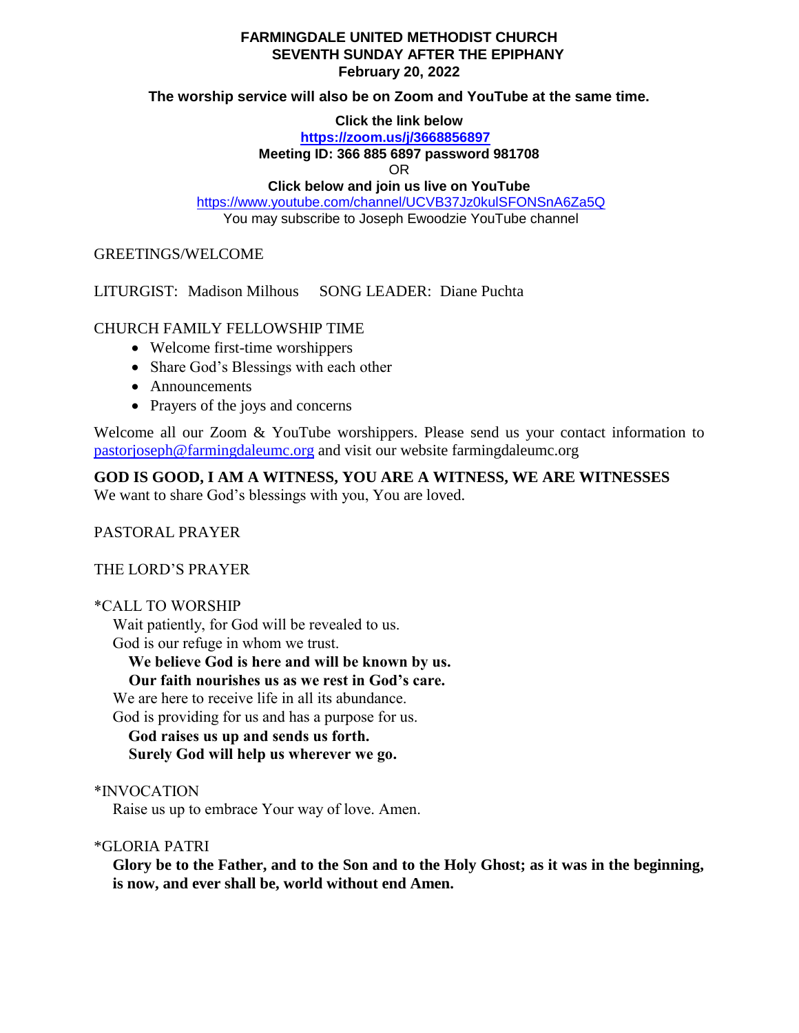**FARMINGDALE UNITED METHODIST CHURCH**
**SEVENTH SUNDAY AFTER THE EPIPHANY**
**February 20, 2022**

**The worship service will also be on Zoom and YouTube at the same time.**

**Click the link below**
**https://zoom.us/j/3668856897**
**Meeting ID: 366 885 6897 password 981708**
OR
**Click below and join us live on YouTube**
https://www.youtube.com/channel/UCVB37Jz0kulSFONSnA6Za5Q
You may subscribe to Joseph Ewoodzie YouTube channel

GREETINGS/WELCOME

LITURGIST: Madison Milhous SONG LEADER: Diane Puchta

CHURCH FAMILY FELLOWSHIP TIME

- Welcome first-time worshippers
- Share God's Blessings with each other
- Announcements
- Prayers of the joys and concerns

Welcome all our Zoom & YouTube worshippers. Please send us your contact information to pastorjoseph@farmingdaleumc.org and visit our website farmingdaleumc.org

**GOD IS GOOD, I AM A WITNESS, YOU ARE A WITNESS, WE ARE WITNESSES**
We want to share God's blessings with you, You are loved.

PASTORAL PRAYER

THE LORD'S PRAYER

*CALL TO WORSHIP

Wait patiently, for God will be revealed to us.
God is our refuge in whom we trust.
**We believe God is here and will be known by us.**
**Our faith nourishes us as we rest in God's care.**
We are here to receive life in all its abundance.
God is providing for us and has a purpose for us.
**God raises us up and sends us forth.**
**Surely God will help us wherever we go.**

*INVOCATION

Raise us up to embrace Your way of love. Amen.

*GLORIA PATRI

**Glory be to the Father, and to the Son and to the Holy Ghost; as it was in the beginning, is now, and ever shall be, world without end Amen.**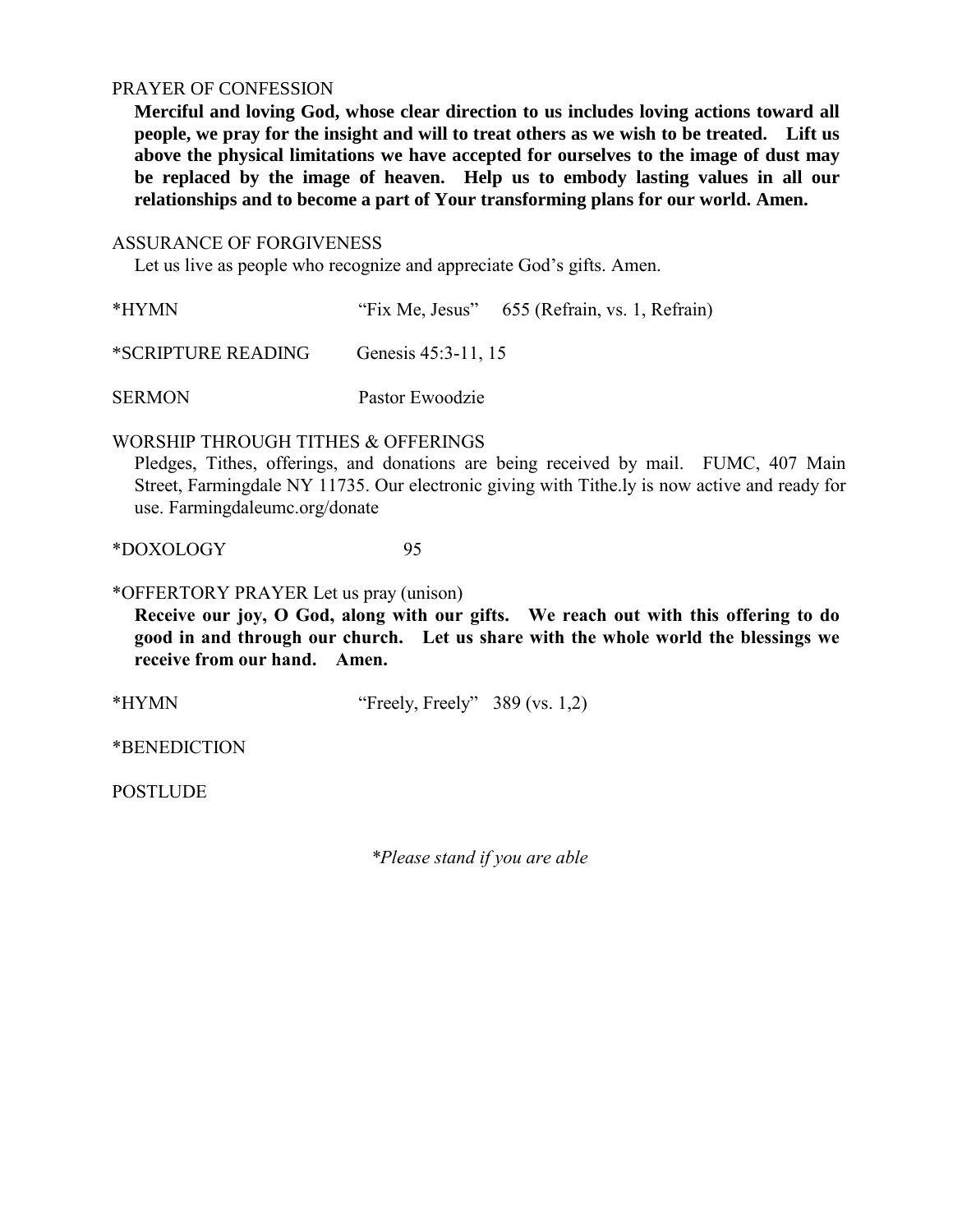PRAYER OF CONFESSION

**Merciful and loving God, whose clear direction to us includes loving actions toward all people, we pray for the insight and will to treat others as we wish to be treated. Lift us above the physical limitations we have accepted for ourselves to the image of dust may be replaced by the image of heaven. Help us to embody lasting values in all our relationships and to become a part of Your transforming plans for our world. Amen.**

ASSURANCE OF FORGIVENESS

Let us live as people who recognize and appreciate God's gifts. Amen.

*HYMN "Fix Me, Jesus" 655 (Refrain, vs. 1, Refrain)

*SCRIPTURE READING Genesis 45:3-11, 15

SERMON Pastor Ewoodzie

WORSHIP THROUGH TITHES & OFFERINGS

Pledges, Tithes, offerings, and donations are being received by mail. FUMC, 407 Main Street, Farmingdale NY 11735. Our electronic giving with Tithe.ly is now active and ready for use. Farmingdaleumc.org/donate

*DOXOLOGY 95

*OFFERTORY PRAYER Let us pray (unison)

**Receive our joy, O God, along with our gifts. We reach out with this offering to do good in and through our church. Let us share with the whole world the blessings we receive from our hand. Amen.**

*HYMN "Freely, Freely" 389 (vs. 1,2)

*BENEDICTION

POSTLUDE

*\*Please stand if you are able*